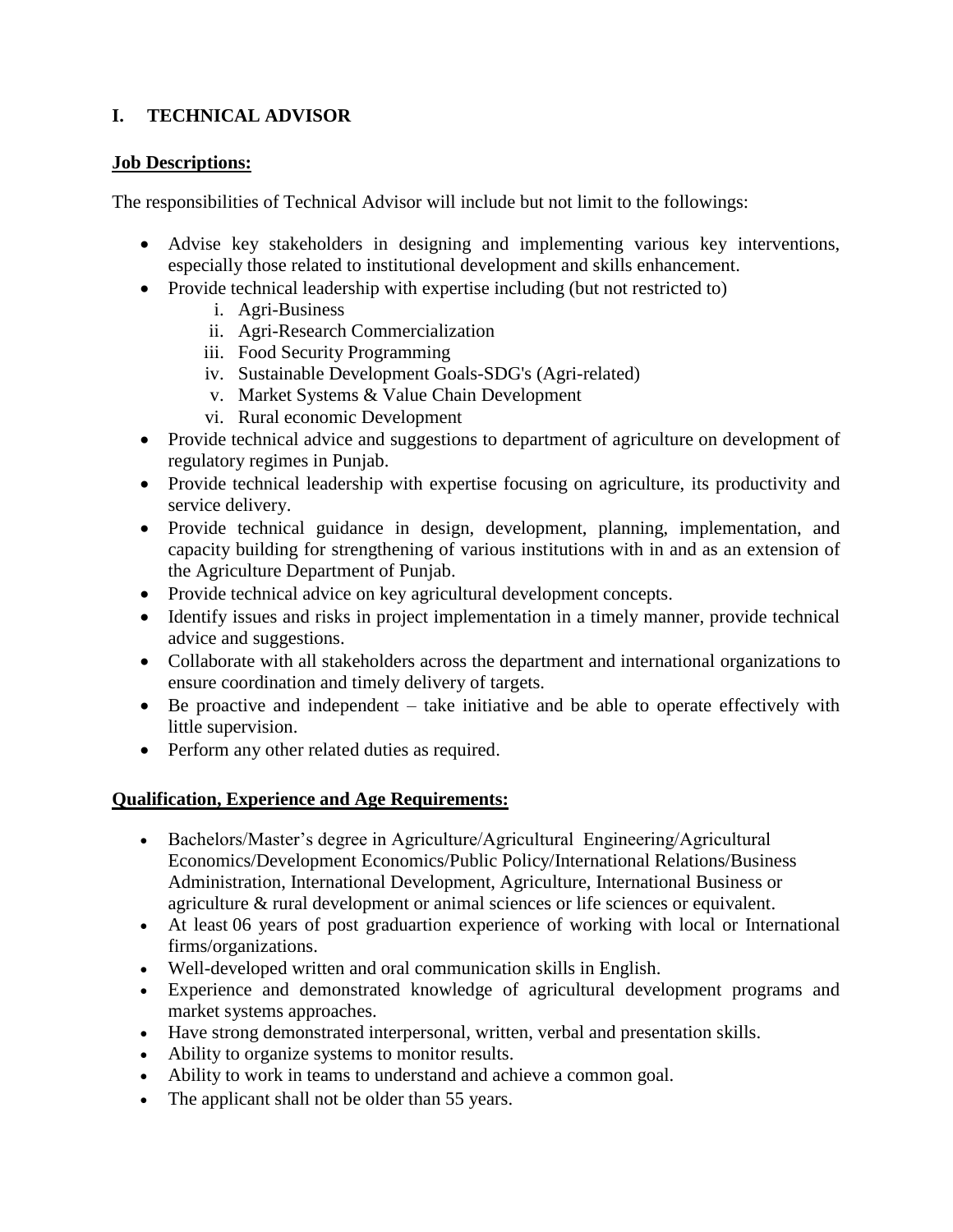## I. TECHNICAL ADVISOR

**Job Descriptions:**

The responsibilities of Technical Advisor will include but not limit to the followings:

- Advise key stakeholders in designing and implementing various key interventions, especially those related to institutional development and skills enhancement.
- Provide technical leadership with expertise including (but not restricted to)
    i. Agri-Business
    ii. Agri-Research Commercialization
    iii. Food Security Programming
    iv. Sustainable Development Goals-SDG's (Agri-related)
    v. Market Systems & Value Chain Development
    vi. Rural economic Development
- Provide technical advice and suggestions to department of agriculture on development of regulatory regimes in Punjab.
- Provide technical leadership with expertise focusing on agriculture, its productivity and service delivery.
- Provide technical guidance in design, development, planning, implementation, and capacity building for strengthening of various institutions with in and as an extension of the Agriculture Department of Punjab.
- Provide technical advice on key agricultural development concepts.
- Identify issues and risks in project implementation in a timely manner, provide technical advice and suggestions.
- Collaborate with all stakeholders across the department and international organizations to ensure coordination and timely delivery of targets.
- Be proactive and independent – take initiative and be able to operate effectively with little supervision.
- Perform any other related duties as required.

**Qualification, Experience and Age Requirements:**

- Bachelors/Master's degree in Agriculture/Agricultural Engineering/Agricultural Economics/Development Economics/Public Policy/International Relations/Business Administration, International Development, Agriculture, International Business or agriculture & rural development or animal sciences or life sciences or equivalent.
- At least 06 years of post graduartion experience of working with local or International firms/organizations.
- Well-developed written and oral communication skills in English.
- Experience and demonstrated knowledge of agricultural development programs and market systems approaches.
- Have strong demonstrated interpersonal, written, verbal and presentation skills.
- Ability to organize systems to monitor results.
- Ability to work in teams to understand and achieve a common goal.
- The applicant shall not be older than 55 years.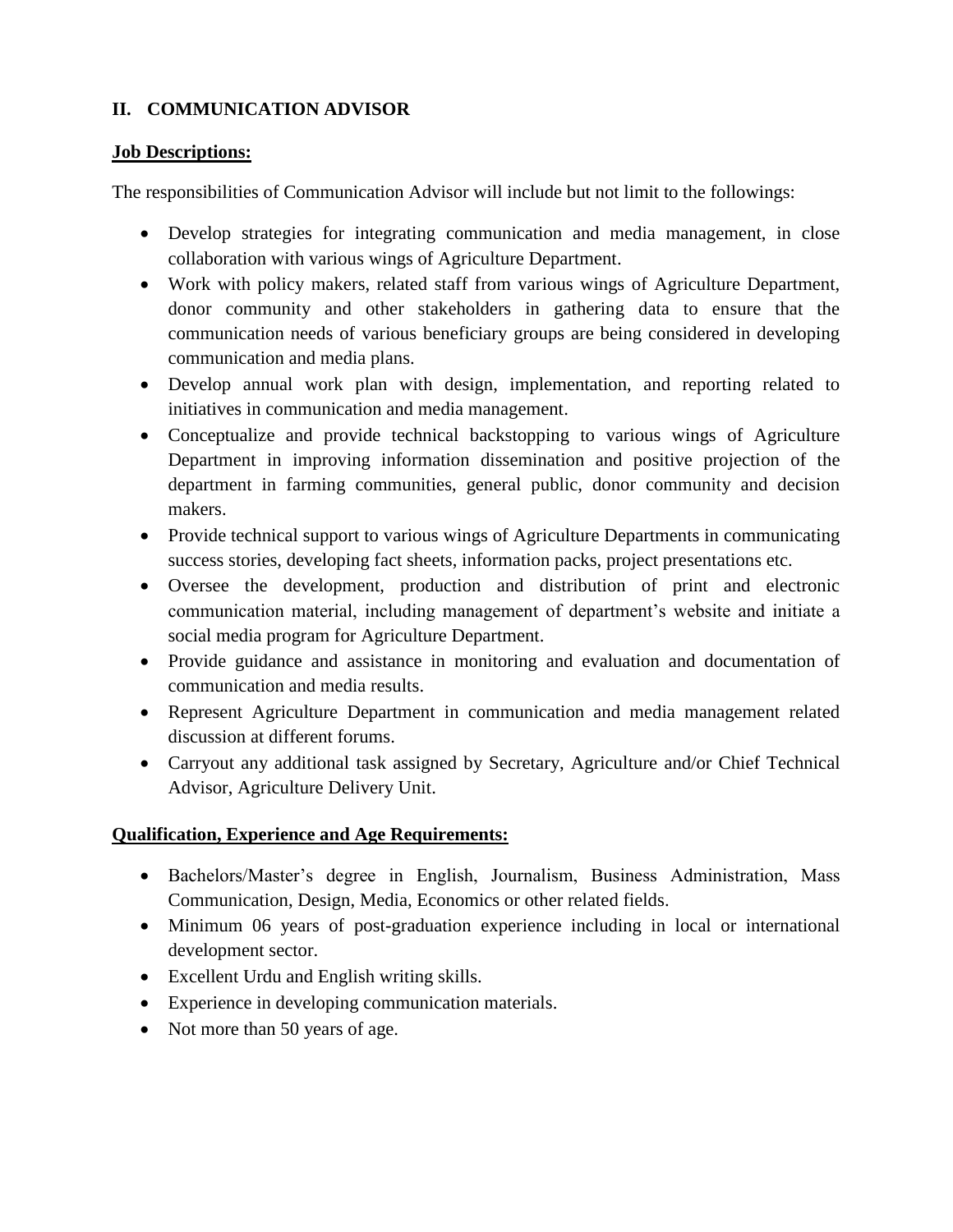## II. COMMUNICATION ADVISOR

**Job Descriptions:**

The responsibilities of Communication Advisor will include but not limit to the followings:

- Develop strategies for integrating communication and media management, in close collaboration with various wings of Agriculture Department.
- Work with policy makers, related staff from various wings of Agriculture Department, donor community and other stakeholders in gathering data to ensure that the communication needs of various beneficiary groups are being considered in developing communication and media plans.
- Develop annual work plan with design, implementation, and reporting related to initiatives in communication and media management.
- Conceptualize and provide technical backstopping to various wings of Agriculture Department in improving information dissemination and positive projection of the department in farming communities, general public, donor community and decision makers.
- Provide technical support to various wings of Agriculture Departments in communicating success stories, developing fact sheets, information packs, project presentations etc.
- Oversee the development, production and distribution of print and electronic communication material, including management of department's website and initiate a social media program for Agriculture Department.
- Provide guidance and assistance in monitoring and evaluation and documentation of communication and media results.
- Represent Agriculture Department in communication and media management related discussion at different forums.
- Carryout any additional task assigned by Secretary, Agriculture and/or Chief Technical Advisor, Agriculture Delivery Unit.

**Qualification, Experience and Age Requirements:**

- Bachelors/Master's degree in English, Journalism, Business Administration, Mass Communication, Design, Media, Economics or other related fields.
- Minimum 06 years of post-graduation experience including in local or international development sector.
- Excellent Urdu and English writing skills.
- Experience in developing communication materials.
- Not more than 50 years of age.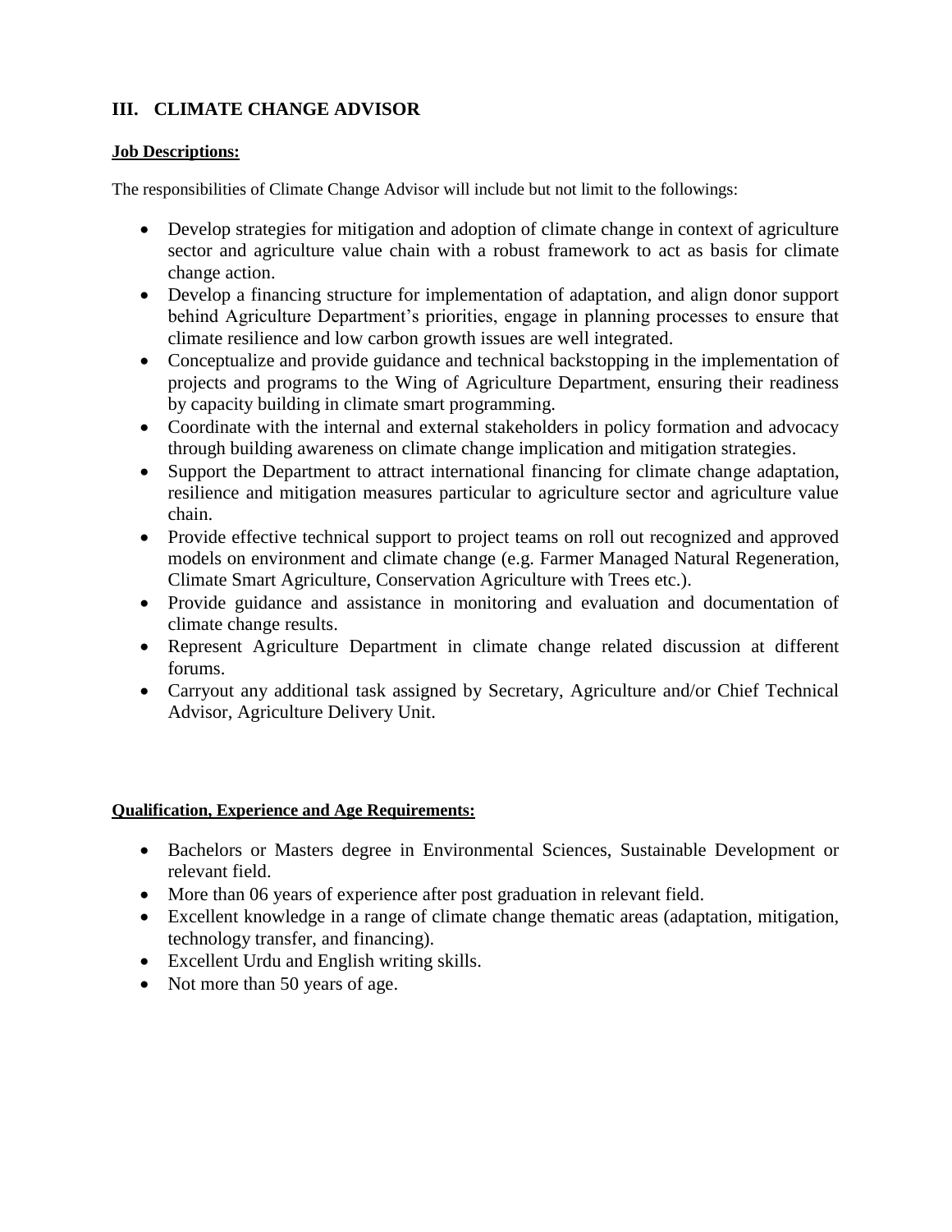## III. CLIMATE CHANGE ADVISOR

**Job Descriptions:**

The responsibilities of Climate Change Advisor will include but not limit to the followings:

- Develop strategies for mitigation and adoption of climate change in context of agriculture sector and agriculture value chain with a robust framework to act as basis for climate change action.
- Develop a financing structure for implementation of adaptation, and align donor support behind Agriculture Department's priorities, engage in planning processes to ensure that climate resilience and low carbon growth issues are well integrated.
- Conceptualize and provide guidance and technical backstopping in the implementation of projects and programs to the Wing of Agriculture Department, ensuring their readiness by capacity building in climate smart programming.
- Coordinate with the internal and external stakeholders in policy formation and advocacy through building awareness on climate change implication and mitigation strategies.
- Support the Department to attract international financing for climate change adaptation, resilience and mitigation measures particular to agriculture sector and agriculture value chain.
- Provide effective technical support to project teams on roll out recognized and approved models on environment and climate change (e.g. Farmer Managed Natural Regeneration, Climate Smart Agriculture, Conservation Agriculture with Trees etc.).
- Provide guidance and assistance in monitoring and evaluation and documentation of climate change results.
- Represent Agriculture Department in climate change related discussion at different forums.
- Carryout any additional task assigned by Secretary, Agriculture and/or Chief Technical Advisor, Agriculture Delivery Unit.

**Qualification, Experience and Age Requirements:**

- Bachelors or Masters degree in Environmental Sciences, Sustainable Development or relevant field.
- More than 06 years of experience after post graduation in relevant field.
- Excellent knowledge in a range of climate change thematic areas (adaptation, mitigation, technology transfer, and financing).
- Excellent Urdu and English writing skills.
- Not more than 50 years of age.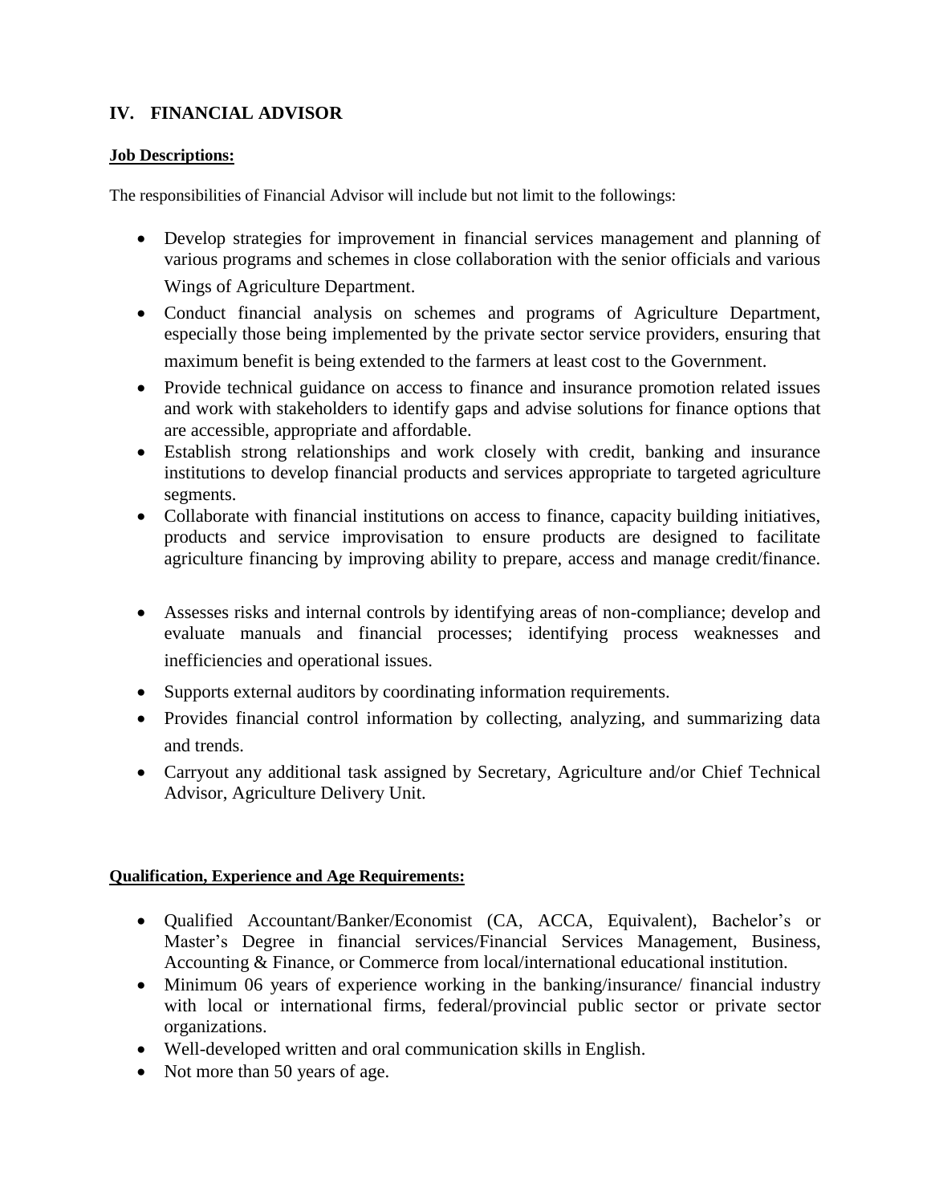## IV. FINANCIAL ADVISOR

**Job Descriptions:**

The responsibilities of Financial Advisor will include but not limit to the followings:

- Develop strategies for improvement in financial services management and planning of various programs and schemes in close collaboration with the senior officials and various Wings of Agriculture Department.
- Conduct financial analysis on schemes and programs of Agriculture Department, especially those being implemented by the private sector service providers, ensuring that maximum benefit is being extended to the farmers at least cost to the Government.
- Provide technical guidance on access to finance and insurance promotion related issues and work with stakeholders to identify gaps and advise solutions for finance options that are accessible, appropriate and affordable.
- Establish strong relationships and work closely with credit, banking and insurance institutions to develop financial products and services appropriate to targeted agriculture segments.
- Collaborate with financial institutions on access to finance, capacity building initiatives, products and service improvisation to ensure products are designed to facilitate agriculture financing by improving ability to prepare, access and manage credit/finance.
- Assesses risks and internal controls by identifying areas of non-compliance; develop and evaluate manuals and financial processes; identifying process weaknesses and inefficiencies and operational issues.
- Supports external auditors by coordinating information requirements.
- Provides financial control information by collecting, analyzing, and summarizing data and trends.
- Carryout any additional task assigned by Secretary, Agriculture and/or Chief Technical Advisor, Agriculture Delivery Unit.

**Qualification, Experience and Age Requirements:**

- Qualified Accountant/Banker/Economist (CA, ACCA, Equivalent), Bachelor's or Master's Degree in financial services/Financial Services Management, Business, Accounting & Finance, or Commerce from local/international educational institution.
- Minimum 06 years of experience working in the banking/insurance/ financial industry with local or international firms, federal/provincial public sector or private sector organizations.
- Well-developed written and oral communication skills in English.
- Not more than 50 years of age.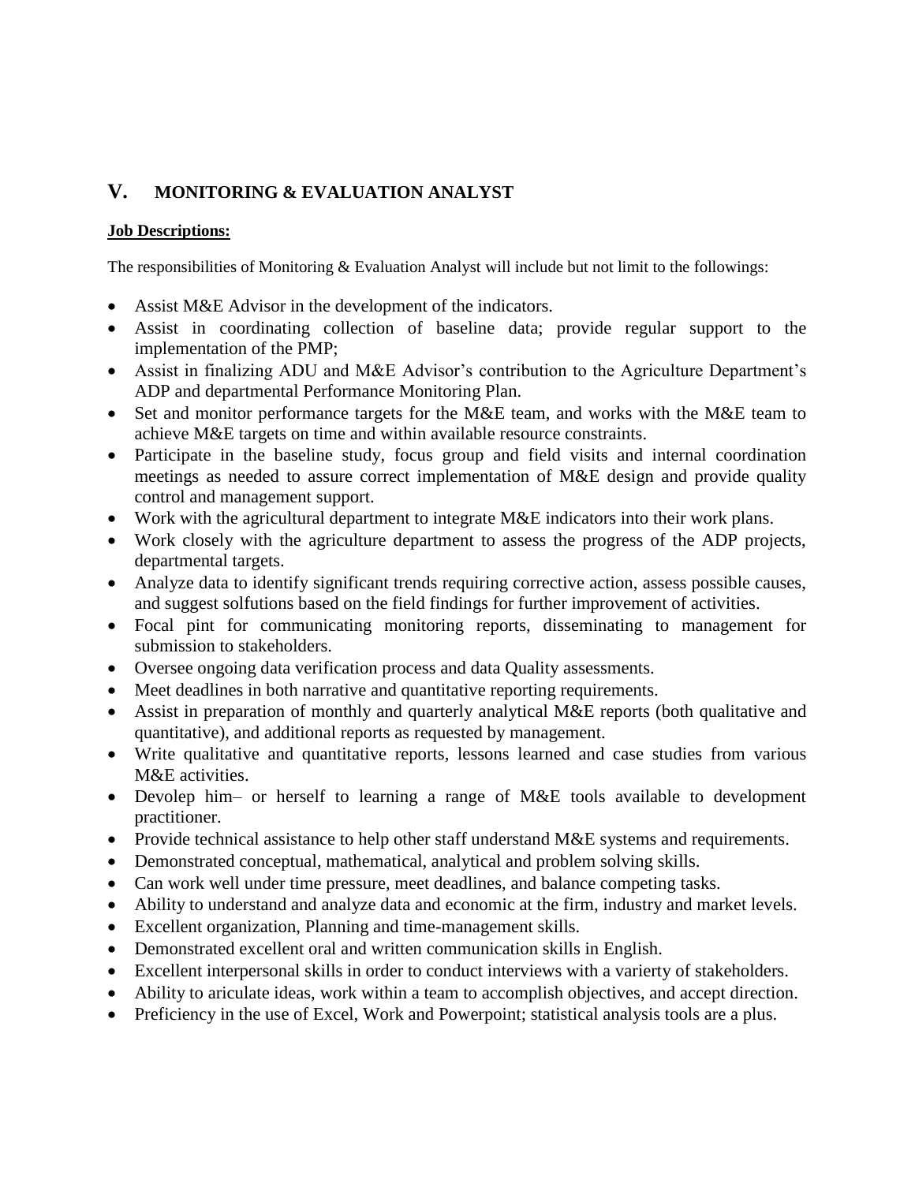## V. MONITORING & EVALUATION ANALYST

**Job Descriptions:**

The responsibilities of Monitoring & Evaluation Analyst will include but not limit to the followings:

- Assist M&E Advisor in the development of the indicators.
- Assist in coordinating collection of baseline data; provide regular support to the implementation of the PMP;
- Assist in finalizing ADU and M&E Advisor's contribution to the Agriculture Department's ADP and departmental Performance Monitoring Plan.
- Set and monitor performance targets for the M&E team, and works with the M&E team to achieve M&E targets on time and within available resource constraints.
- Participate in the baseline study, focus group and field visits and internal coordination meetings as needed to assure correct implementation of M&E design and provide quality control and management support.
- Work with the agricultural department to integrate M&E indicators into their work plans.
- Work closely with the agriculture department to assess the progress of the ADP projects, departmental targets.
- Analyze data to identify significant trends requiring corrective action, assess possible causes, and suggest solfutions based on the field findings for further improvement of activities.
- Focal pint for communicating monitoring reports, disseminating to management for submission to stakeholders.
- Oversee ongoing data verification process and data Quality assessments.
- Meet deadlines in both narrative and quantitative reporting requirements.
- Assist in preparation of monthly and quarterly analytical M&E reports (both qualitative and quantitative), and additional reports as requested by management.
- Write qualitative and quantitative reports, lessons learned and case studies from various M&E activities.
- Devolep him– or herself to learning a range of M&E tools available to development practitioner.
- Provide technical assistance to help other staff understand M&E systems and requirements.
- Demonstrated conceptual, mathematical, analytical and problem solving skills.
- Can work well under time pressure, meet deadlines, and balance competing tasks.
- Ability to understand and analyze data and economic at the firm, industry and market levels.
- Excellent organization, Planning and time-management skills.
- Demonstrated excellent oral and written communication skills in English.
- Excellent interpersonal skills in order to conduct interviews with a varierty of stakeholders.
- Ability to ariculate ideas, work within a team to accomplish objectives, and accept direction.
- Preficiency in the use of Excel, Work and Powerpoint; statistical analysis tools are a plus.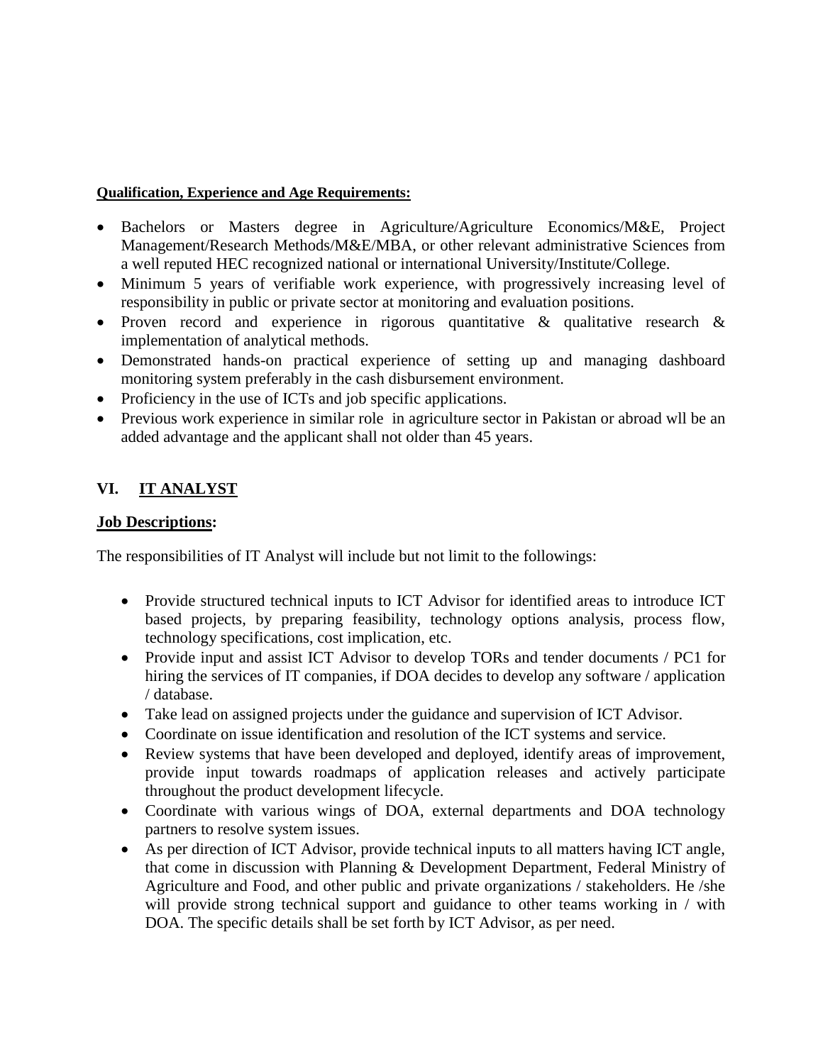**Qualification, Experience and Age Requirements:**

- Bachelors or Masters degree in Agriculture/Agriculture Economics/M&E, Project Management/Research Methods/M&E/MBA, or other relevant administrative Sciences from a well reputed HEC recognized national or international University/Institute/College.
- Minimum 5 years of verifiable work experience, with progressively increasing level of responsibility in public or private sector at monitoring and evaluation positions.
- Proven record and experience in rigorous quantitative & qualitative research & implementation of analytical methods.
- Demonstrated hands-on practical experience of setting up and managing dashboard monitoring system preferably in the cash disbursement environment.
- Proficiency in the use of ICTs and job specific applications.
- Previous work experience in similar role in agriculture sector in Pakistan or abroad wll be an added advantage and the applicant shall not older than 45 years.

## VI. IT ANALYST

**Job Descriptions:**

The responsibilities of IT Analyst will include but not limit to the followings:

- Provide structured technical inputs to ICT Advisor for identified areas to introduce ICT based projects, by preparing feasibility, technology options analysis, process flow, technology specifications, cost implication, etc.
- Provide input and assist ICT Advisor to develop TORs and tender documents / PC1 for hiring the services of IT companies, if DOA decides to develop any software / application / database.
- Take lead on assigned projects under the guidance and supervision of ICT Advisor.
- Coordinate on issue identification and resolution of the ICT systems and service.
- Review systems that have been developed and deployed, identify areas of improvement, provide input towards roadmaps of application releases and actively participate throughout the product development lifecycle.
- Coordinate with various wings of DOA, external departments and DOA technology partners to resolve system issues.
- As per direction of ICT Advisor, provide technical inputs to all matters having ICT angle, that come in discussion with Planning & Development Department, Federal Ministry of Agriculture and Food, and other public and private organizations / stakeholders. He /she will provide strong technical support and guidance to other teams working in / with DOA. The specific details shall be set forth by ICT Advisor, as per need.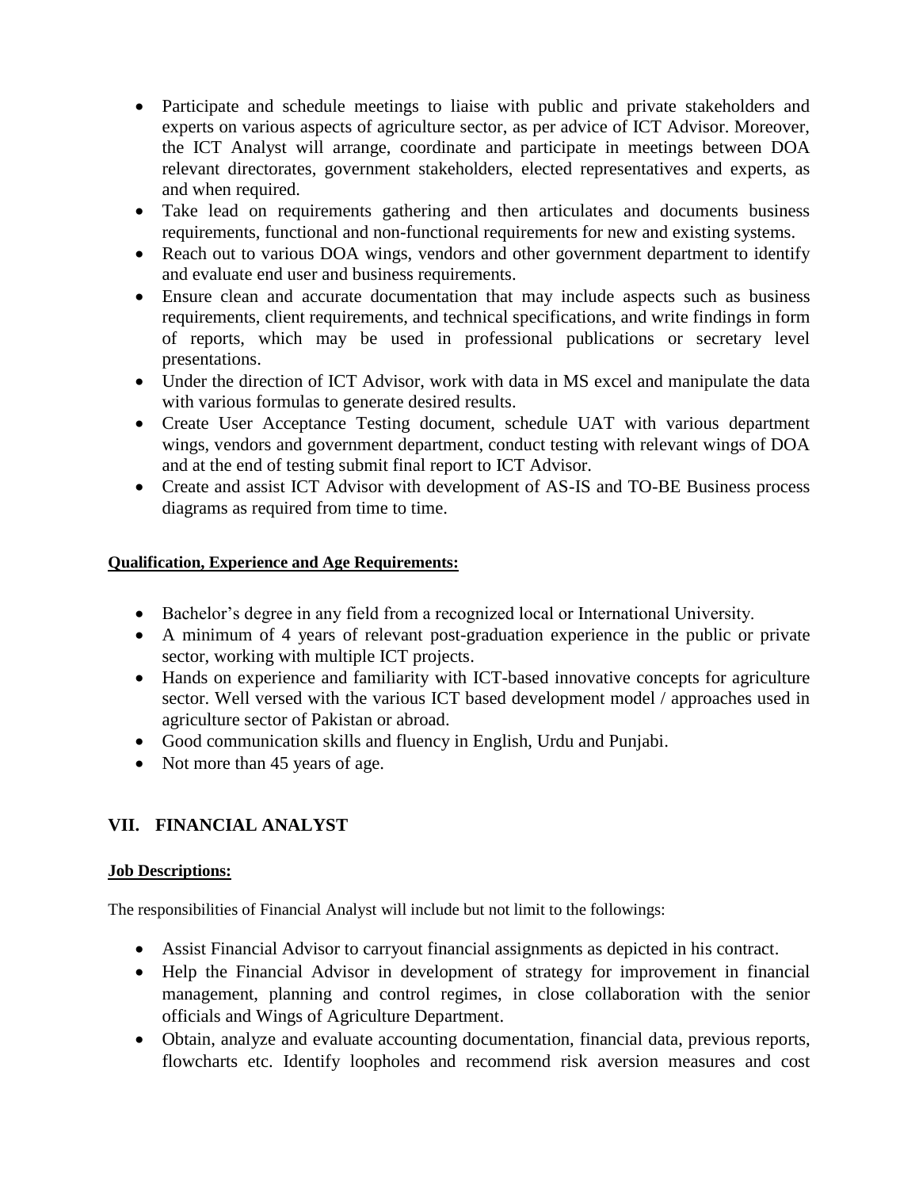- Participate and schedule meetings to liaise with public and private stakeholders and experts on various aspects of agriculture sector, as per advice of ICT Advisor. Moreover, the ICT Analyst will arrange, coordinate and participate in meetings between DOA relevant directorates, government stakeholders, elected representatives and experts, as and when required.
- Take lead on requirements gathering and then articulates and documents business requirements, functional and non-functional requirements for new and existing systems.
- Reach out to various DOA wings, vendors and other government department to identify and evaluate end user and business requirements.
- Ensure clean and accurate documentation that may include aspects such as business requirements, client requirements, and technical specifications, and write findings in form of reports, which may be used in professional publications or secretary level presentations.
- Under the direction of ICT Advisor, work with data in MS excel and manipulate the data with various formulas to generate desired results.
- Create User Acceptance Testing document, schedule UAT with various department wings, vendors and government department, conduct testing with relevant wings of DOA and at the end of testing submit final report to ICT Advisor.
- Create and assist ICT Advisor with development of AS-IS and TO-BE Business process diagrams as required from time to time.

**Qualification, Experience and Age Requirements:**

- Bachelor's degree in any field from a recognized local or International University.
- A minimum of 4 years of relevant post-graduation experience in the public or private sector, working with multiple ICT projects.
- Hands on experience and familiarity with ICT-based innovative concepts for agriculture sector. Well versed with the various ICT based development model / approaches used in agriculture sector of Pakistan or abroad.
- Good communication skills and fluency in English, Urdu and Punjabi.
- Not more than 45 years of age.

## VII. FINANCIAL ANALYST

**Job Descriptions:**

The responsibilities of Financial Analyst will include but not limit to the followings:

- Assist Financial Advisor to carryout financial assignments as depicted in his contract.
- Help the Financial Advisor in development of strategy for improvement in financial management, planning and control regimes, in close collaboration with the senior officials and Wings of Agriculture Department.
- Obtain, analyze and evaluate accounting documentation, financial data, previous reports, flowcharts etc. Identify loopholes and recommend risk aversion measures and cost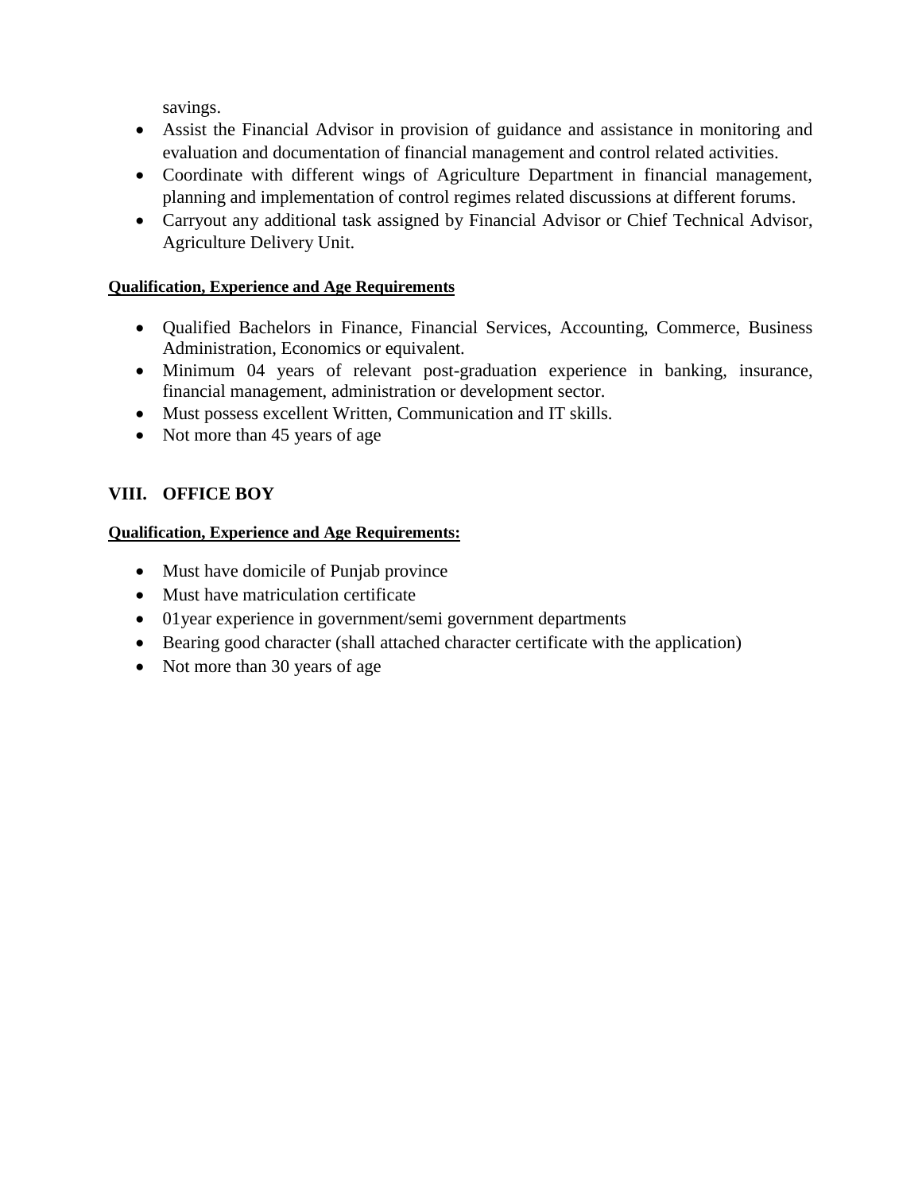savings.

- Assist the Financial Advisor in provision of guidance and assistance in monitoring and evaluation and documentation of financial management and control related activities.
- Coordinate with different wings of Agriculture Department in financial management, planning and implementation of control regimes related discussions at different forums.
- Carryout any additional task assigned by Financial Advisor or Chief Technical Advisor, Agriculture Delivery Unit.

**Qualification, Experience and Age Requirements**

- Qualified Bachelors in Finance, Financial Services, Accounting, Commerce, Business Administration, Economics or equivalent.
- Minimum 04 years of relevant post-graduation experience in banking, insurance, financial management, administration or development sector.
- Must possess excellent Written, Communication and IT skills.
- Not more than 45 years of age

## VIII. OFFICE BOY

**Qualification, Experience and Age Requirements:**

- Must have domicile of Punjab province
- Must have matriculation certificate
- 01year experience in government/semi government departments
- Bearing good character (shall attached character certificate with the application)
- Not more than 30 years of age